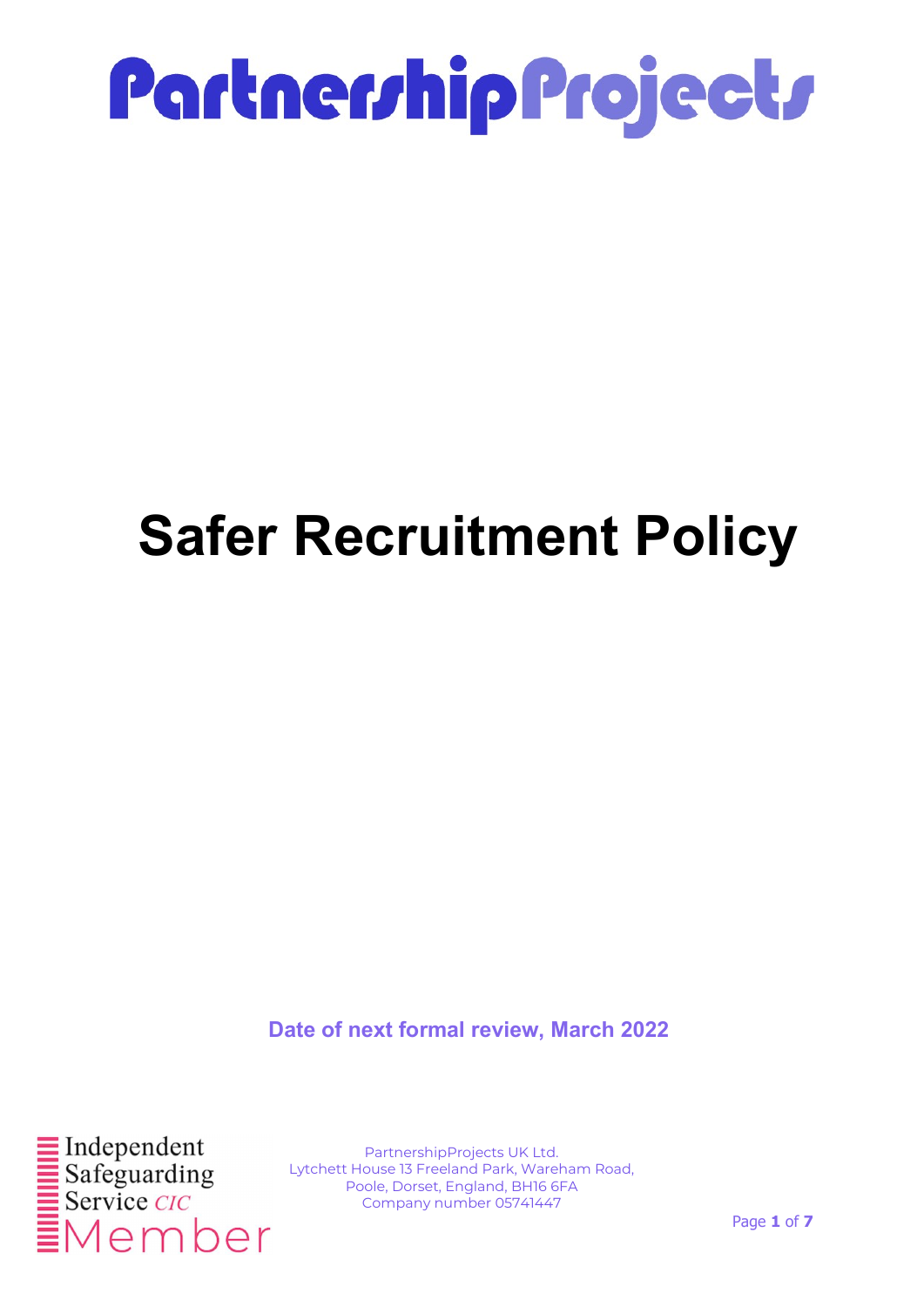PartnershipProjects

# Safer Recruitment Policy

**Date of next formal review, March 2022**

Independent Safeguarding Service CIC Member

PartnershipProjects UK Ltd.
Lytchett House 13 Freeland Park, Wareham Road,
Poole, Dorset, England, BH16 6FA
Company number 05741447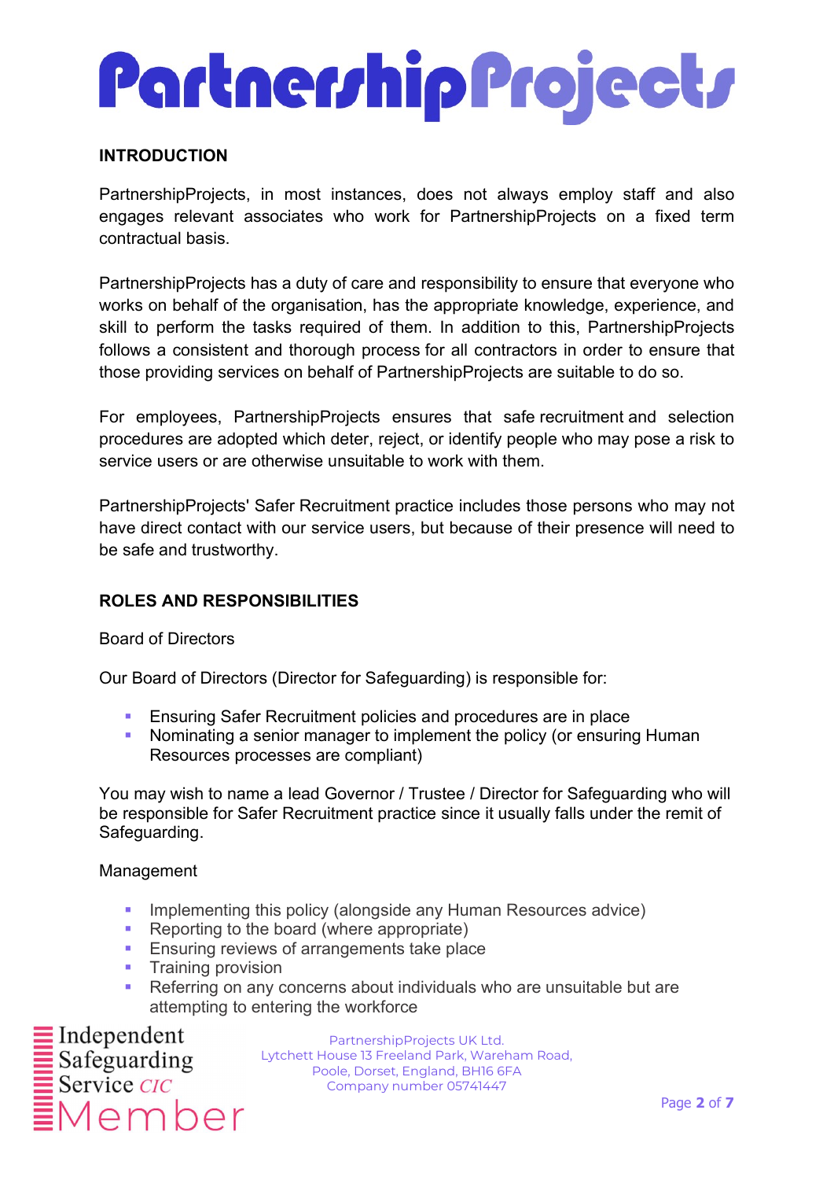## INTRODUCTION

PartnershipProjects, in most instances, does not always employ staff and also engages relevant associates who work for PartnershipProjects on a fixed term contractual basis.

PartnershipProjects has a duty of care and responsibility to ensure that everyone who works on behalf of the organisation, has the appropriate knowledge, experience, and skill to perform the tasks required of them. In addition to this, PartnershipProjects follows a consistent and thorough process for all contractors in order to ensure that those providing services on behalf of PartnershipProjects are suitable to do so.

For employees, PartnershipProjects ensures that safe recruitment and selection procedures are adopted which deter, reject, or identify people who may pose a risk to service users or are otherwise unsuitable to work with them.

PartnershipProjects' Safer Recruitment practice includes those persons who may not have direct contact with our service users, but because of their presence will need to be safe and trustworthy.

## ROLES AND RESPONSIBILITIES

Board of Directors

Our Board of Directors (Director for Safeguarding) is responsible for:

- Ensuring Safer Recruitment policies and procedures are in place
- Nominating a senior manager to implement the policy (or ensuring Human Resources processes are compliant)

You may wish to name a lead Governor / Trustee / Director for Safeguarding who will be responsible for Safer Recruitment practice since it usually falls under the remit of Safeguarding.

Management

- Implementing this policy (alongside any Human Resources advice)
- Reporting to the board (where appropriate)
- Ensuring reviews of arrangements take place
- Training provision
- Referring on any concerns about individuals who are unsuitable but are attempting to entering the workforce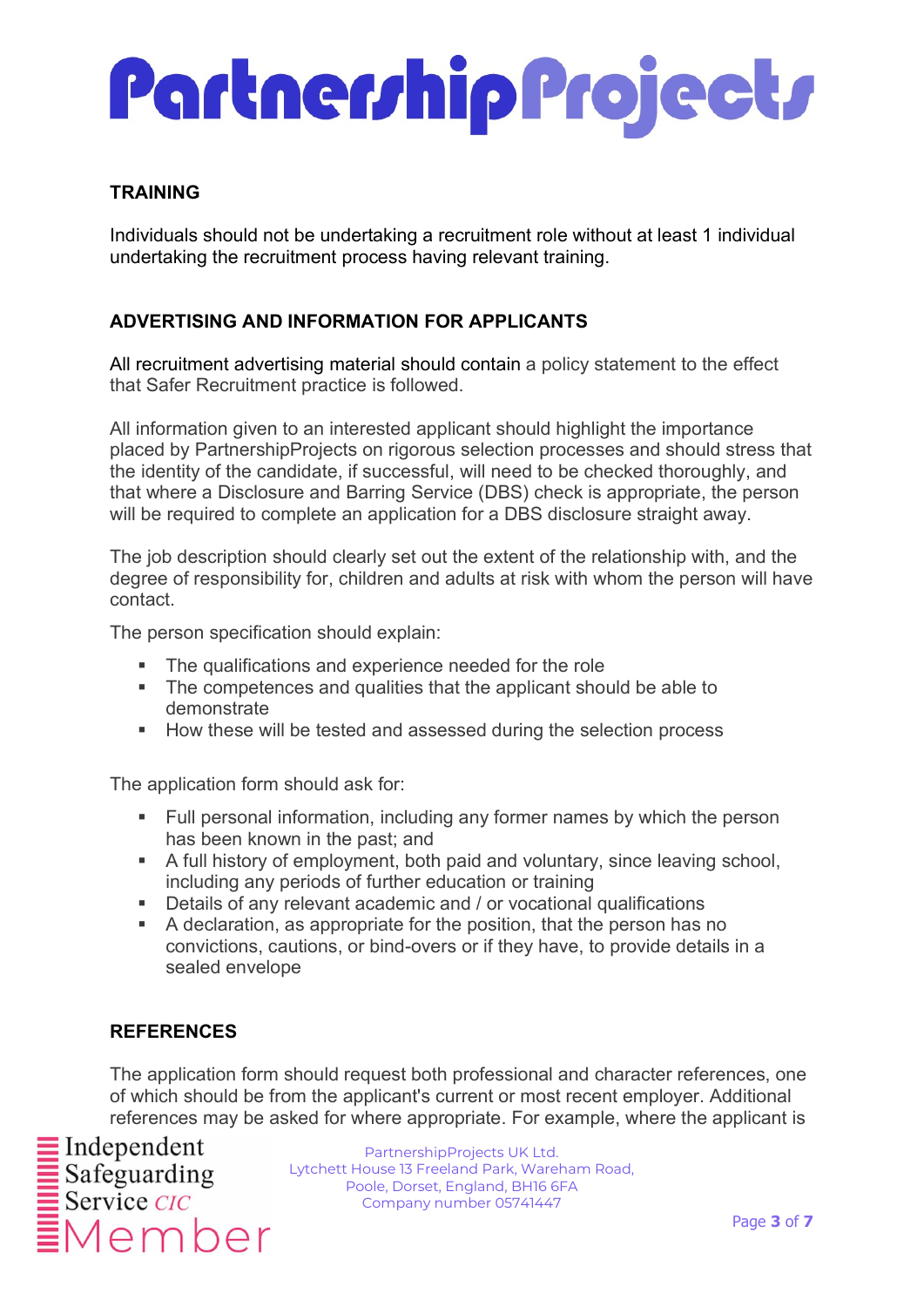## TRAINING

Individuals should not be undertaking a recruitment role without at least 1 individual undertaking the recruitment process having relevant training.

## ADVERTISING AND INFORMATION FOR APPLICANTS

All recruitment advertising material should contain a policy statement to the effect that Safer Recruitment practice is followed.

All information given to an interested applicant should highlight the importance placed by PartnershipProjects on rigorous selection processes and should stress that the identity of the candidate, if successful, will need to be checked thoroughly, and that where a Disclosure and Barring Service (DBS) check is appropriate, the person will be required to complete an application for a DBS disclosure straight away.

The job description should clearly set out the extent of the relationship with, and the degree of responsibility for, children and adults at risk with whom the person will have contact.

The person specification should explain:

- The qualifications and experience needed for the role
- The competences and qualities that the applicant should be able to demonstrate
- How these will be tested and assessed during the selection process

The application form should ask for:

- Full personal information, including any former names by which the person has been known in the past; and
- A full history of employment, both paid and voluntary, since leaving school, including any periods of further education or training
- Details of any relevant academic and / or vocational qualifications
- A declaration, as appropriate for the position, that the person has no convictions, cautions, or bind-overs or if they have, to provide details in a sealed envelope

## REFERENCES

The application form should request both professional and character references, one of which should be from the applicant's current or most recent employer. Additional references may be asked for where appropriate. For example, where the applicant is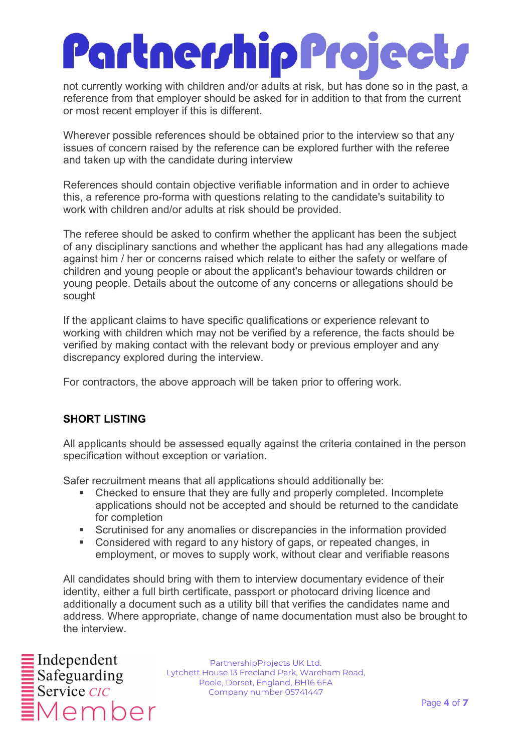not currently working with children and/or adults at risk, but has done so in the past, a reference from that employer should be asked for in addition to that from the current or most recent employer if this is different.

Wherever possible references should be obtained prior to the interview so that any issues of concern raised by the reference can be explored further with the referee and taken up with the candidate during interview

References should contain objective verifiable information and in order to achieve this, a reference pro-forma with questions relating to the candidate's suitability to work with children and/or adults at risk should be provided.

The referee should be asked to confirm whether the applicant has been the subject of any disciplinary sanctions and whether the applicant has had any allegations made against him / her or concerns raised which relate to either the safety or welfare of children and young people or about the applicant's behaviour towards children or young people. Details about the outcome of any concerns or allegations should be sought

If the applicant claims to have specific qualifications or experience relevant to working with children which may not be verified by a reference, the facts should be verified by making contact with the relevant body or previous employer and any discrepancy explored during the interview.

For contractors, the above approach will be taken prior to offering work.

## SHORT LISTING

All applicants should be assessed equally against the criteria contained in the person specification without exception or variation.

Safer recruitment means that all applications should additionally be:

- Checked to ensure that they are fully and properly completed. Incomplete applications should not be accepted and should be returned to the candidate for completion
- Scrutinised for any anomalies or discrepancies in the information provided
- Considered with regard to any history of gaps, or repeated changes, in employment, or moves to supply work, without clear and verifiable reasons

All candidates should bring with them to interview documentary evidence of their identity, either a full birth certificate, passport or photocard driving licence and additionally a document such as a utility bill that verifies the candidates name and address. Where appropriate, change of name documentation must also be brought to the interview.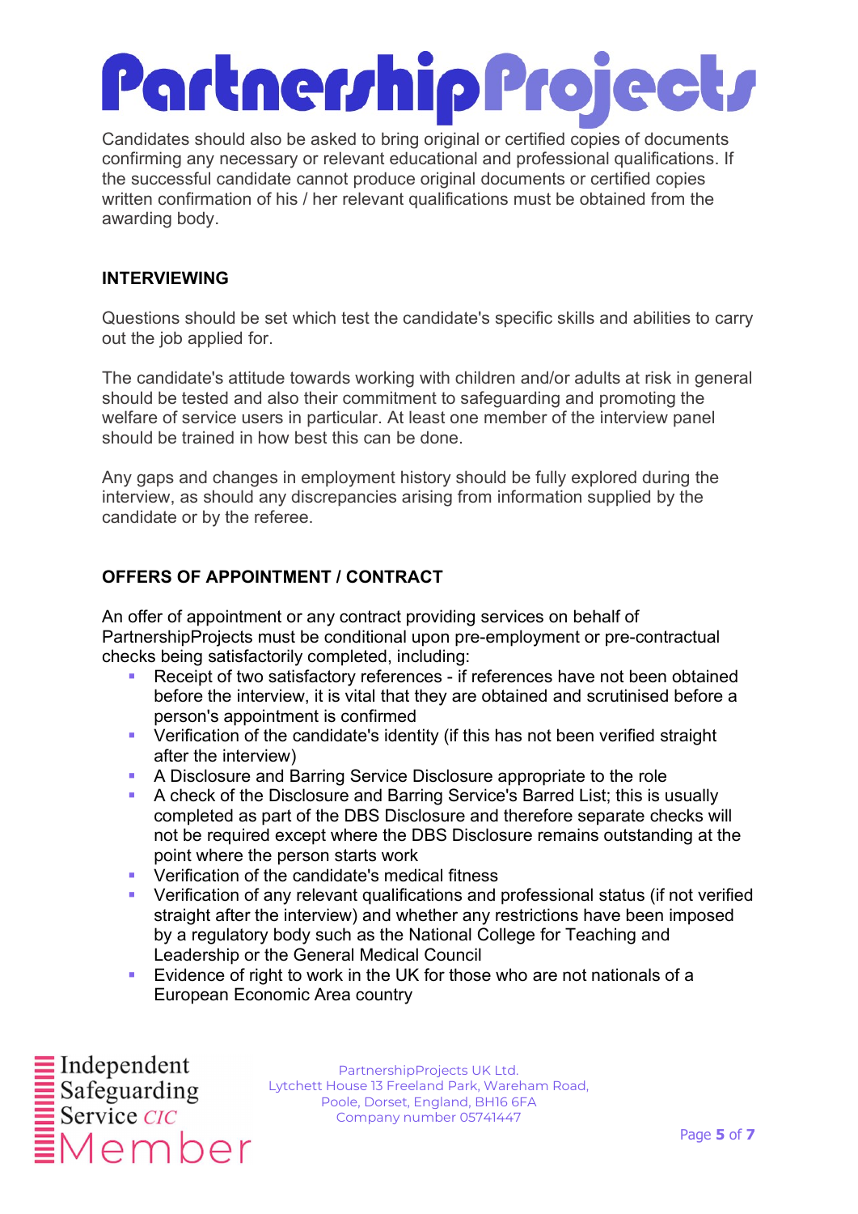Candidates should also be asked to bring original or certified copies of documents confirming any necessary or relevant educational and professional qualifications. If the successful candidate cannot produce original documents or certified copies written confirmation of his / her relevant qualifications must be obtained from the awarding body.

## INTERVIEWING

Questions should be set which test the candidate's specific skills and abilities to carry out the job applied for.

The candidate's attitude towards working with children and/or adults at risk in general should be tested and also their commitment to safeguarding and promoting the welfare of service users in particular. At least one member of the interview panel should be trained in how best this can be done.

Any gaps and changes in employment history should be fully explored during the interview, as should any discrepancies arising from information supplied by the candidate or by the referee.

## OFFERS OF APPOINTMENT / CONTRACT

An offer of appointment or any contract providing services on behalf of PartnershipProjects must be conditional upon pre-employment or pre-contractual checks being satisfactorily completed, including:

- Receipt of two satisfactory references - if references have not been obtained before the interview, it is vital that they are obtained and scrutinised before a person's appointment is confirmed
- Verification of the candidate's identity (if this has not been verified straight after the interview)
- A Disclosure and Barring Service Disclosure appropriate to the role
- A check of the Disclosure and Barring Service's Barred List; this is usually completed as part of the DBS Disclosure and therefore separate checks will not be required except where the DBS Disclosure remains outstanding at the point where the person starts work
- Verification of the candidate's medical fitness
- Verification of any relevant qualifications and professional status (if not verified straight after the interview) and whether any restrictions have been imposed by a regulatory body such as the National College for Teaching and Leadership or the General Medical Council
- Evidence of right to work in the UK for those who are not nationals of a European Economic Area country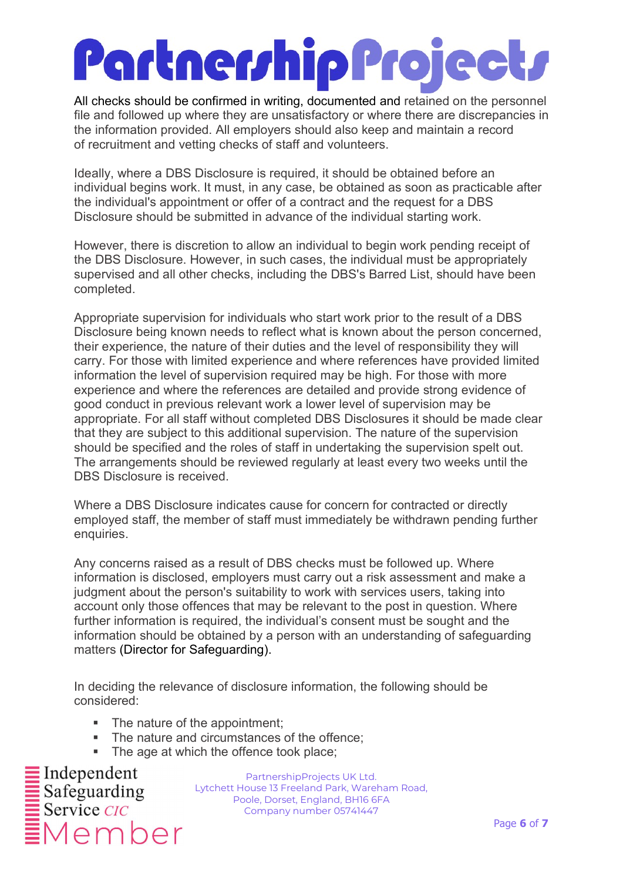All checks should be confirmed in writing, documented and retained on the personnel file and followed up where they are unsatisfactory or where there are discrepancies in the information provided. All employers should also keep and maintain a record of recruitment and vetting checks of staff and volunteers.

Ideally, where a DBS Disclosure is required, it should be obtained before an individual begins work. It must, in any case, be obtained as soon as practicable after the individual's appointment or offer of a contract and the request for a DBS Disclosure should be submitted in advance of the individual starting work.

However, there is discretion to allow an individual to begin work pending receipt of the DBS Disclosure. However, in such cases, the individual must be appropriately supervised and all other checks, including the DBS's Barred List, should have been completed.

Appropriate supervision for individuals who start work prior to the result of a DBS Disclosure being known needs to reflect what is known about the person concerned, their experience, the nature of their duties and the level of responsibility they will carry. For those with limited experience and where references have provided limited information the level of supervision required may be high. For those with more experience and where the references are detailed and provide strong evidence of good conduct in previous relevant work a lower level of supervision may be appropriate. For all staff without completed DBS Disclosures it should be made clear that they are subject to this additional supervision. The nature of the supervision should be specified and the roles of staff in undertaking the supervision spelt out. The arrangements should be reviewed regularly at least every two weeks until the DBS Disclosure is received.

Where a DBS Disclosure indicates cause for concern for contracted or directly employed staff, the member of staff must immediately be withdrawn pending further enquiries.

Any concerns raised as a result of DBS checks must be followed up. Where information is disclosed, employers must carry out a risk assessment and make a judgment about the person's suitability to work with services users, taking into account only those offences that may be relevant to the post in question. Where further information is required, the individual's consent must be sought and the information should be obtained by a person with an understanding of safeguarding matters (Director for Safeguarding).

In deciding the relevance of disclosure information, the following should be considered:

- The nature of the appointment;
- The nature and circumstances of the offence;
- The age at which the offence took place;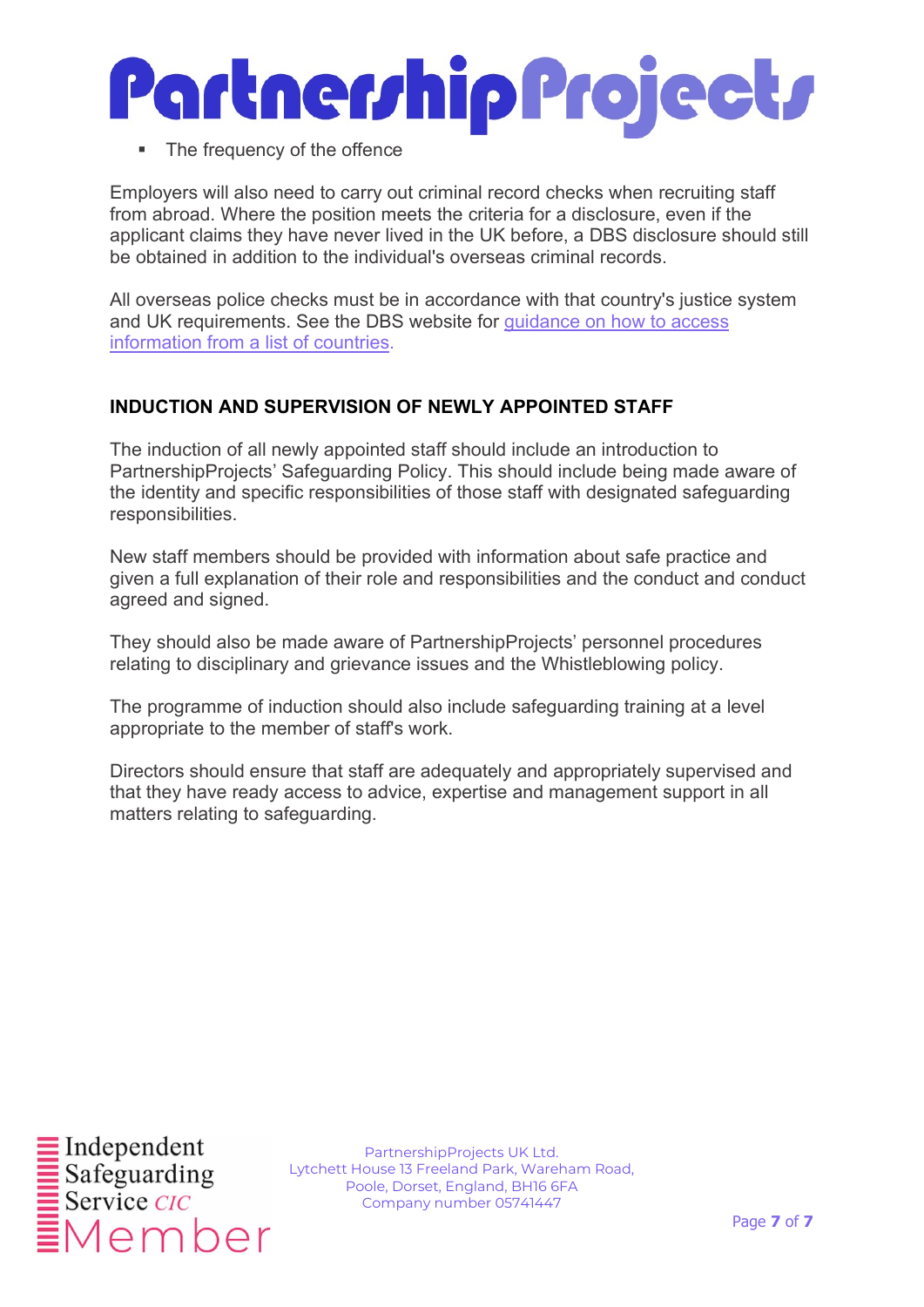- The frequency of the offence

Employers will also need to carry out criminal record checks when recruiting staff from abroad. Where the position meets the criteria for a disclosure, even if the applicant claims they have never lived in the UK before, a DBS disclosure should still be obtained in addition to the individual's overseas criminal records.

All overseas police checks must be in accordance with that country's justice system and UK requirements. See the DBS website for guidance on how to access information from a list of countries.

## INDUCTION AND SUPERVISION OF NEWLY APPOINTED STAFF

The induction of all newly appointed staff should include an introduction to PartnershipProjects' Safeguarding Policy. This should include being made aware of the identity and specific responsibilities of those staff with designated safeguarding responsibilities.

New staff members should be provided with information about safe practice and given a full explanation of their role and responsibilities and the conduct and conduct agreed and signed.

They should also be made aware of PartnershipProjects' personnel procedures relating to disciplinary and grievance issues and the Whistleblowing policy.

The programme of induction should also include safeguarding training at a level appropriate to the member of staff's work.

Directors should ensure that staff are adequately and appropriately supervised and that they have ready access to advice, expertise and management support in all matters relating to safeguarding.